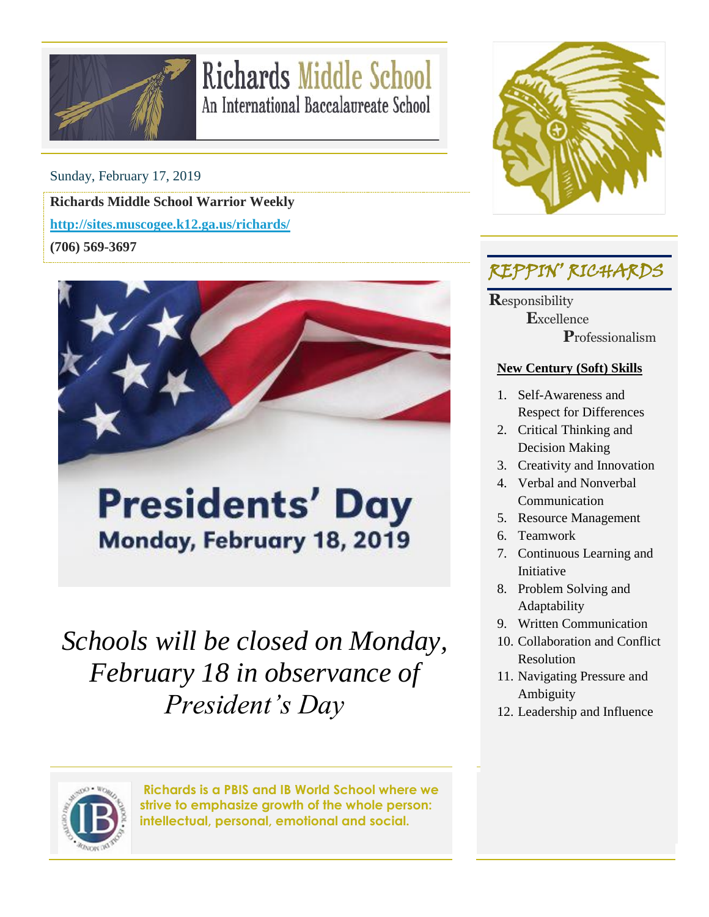# Richards Middle School

An International Baccalaureate School

Sunday, February 17, 2019

**Richards Middle School Warrior Weekly**

**http://sites.muscogee.k12.ga.us/richards/**

**(706) 569-3697**

## Presidents' Day

**Monday, February 18, 2019**

*Schools will be closed on Monday, February 18 in observance of President's Day*

**Richards is a PBIS and IB World School where we strive to emphasize growth of the whole person: intellectual, personal, emotional and social.**

## REPPIN' RICHARDS

**R**esponsibility
**E**xcellence
**P**rofessionalism

**New Century (Soft) Skills**

1. Self-Awareness and Respect for Differences
2. Critical Thinking and Decision Making
3. Creativity and Innovation
4. Verbal and Nonverbal Communication
5. Resource Management
6. Teamwork
7. Continuous Learning and Initiative
8. Problem Solving and Adaptability
9. Written Communication
10. Collaboration and Conflict Resolution
11. Navigating Pressure and Ambiguity
12. Leadership and Influence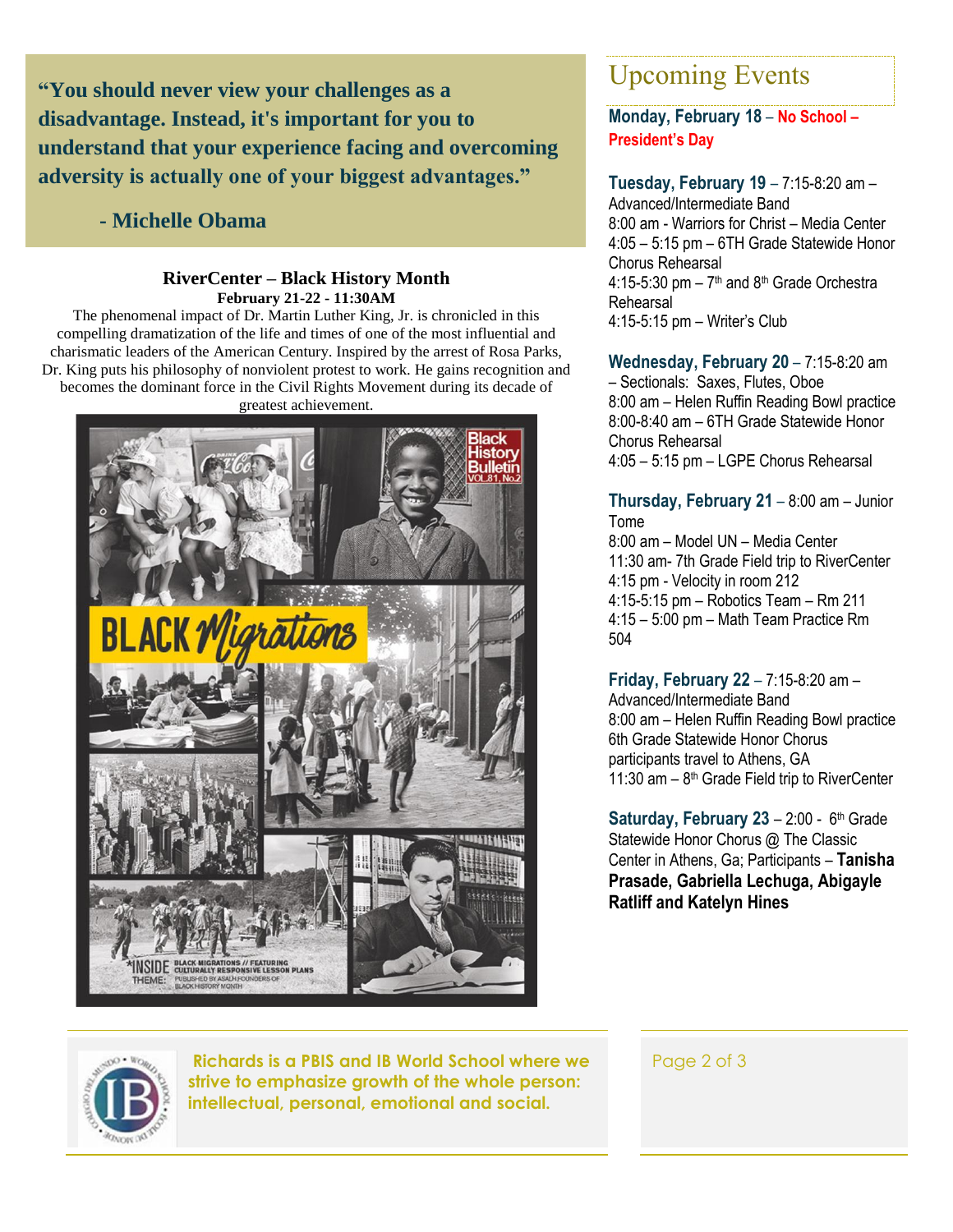**"You should never view your challenges as a disadvantage. Instead, it's important for you to understand that your experience facing and overcoming adversity is actually one of your biggest advantages."**

**- Michelle Obama**

### RiverCenter – Black History Month

**February 21-22 - 11:30AM**

The phenomenal impact of Dr. Martin Luther King, Jr. is chronicled in this compelling dramatization of the life and times of one of the most influential and charismatic leaders of the American Century. Inspired by the arrest of Rosa Parks, Dr. King puts his philosophy of nonviolent protest to work. He gains recognition and becomes the dominant force in the Civil Rights Movement during its decade of greatest achievement.

## Upcoming Events

**Monday, February 18** – **No School – President's Day**

**Tuesday, February 19** – 7:15-8:20 am – Advanced/Intermediate Band
8:00 am - Warriors for Christ – Media Center
4:05 – 5:15 pm – 6TH Grade Statewide Honor Chorus Rehearsal
4:15-5:30 pm – 7th and 8th Grade Orchestra Rehearsal
4:15-5:15 pm – Writer's Club

**Wednesday, February 20** – 7:15-8:20 am – Sectionals: Saxes, Flutes, Oboe
8:00 am – Helen Ruffin Reading Bowl practice
8:00-8:40 am – 6TH Grade Statewide Honor Chorus Rehearsal
4:05 – 5:15 pm – LGPE Chorus Rehearsal

**Thursday, February 21** – 8:00 am – Junior Tome
8:00 am – Model UN – Media Center
11:30 am- 7th Grade Field trip to RiverCenter
4:15 pm - Velocity in room 212
4:15-5:15 pm – Robotics Team – Rm 211
4:15 – 5:00 pm – Math Team Practice Rm 504

**Friday, February 22** – 7:15-8:20 am – Advanced/Intermediate Band
8:00 am – Helen Ruffin Reading Bowl practice
6th Grade Statewide Honor Chorus participants travel to Athens, GA
11:30 am – 8th Grade Field trip to RiverCenter

**Saturday, February 23** – 2:00 - 6th Grade Statewide Honor Chorus @ The Classic Center in Athens, Ga; Participants – **Tanisha Prasade, Gabriella Lechuga, Abigayle Ratliff and Katelyn Hines**

**Richards is a PBIS and IB World School where we strive to emphasize growth of the whole person: intellectual, personal, emotional and social.**